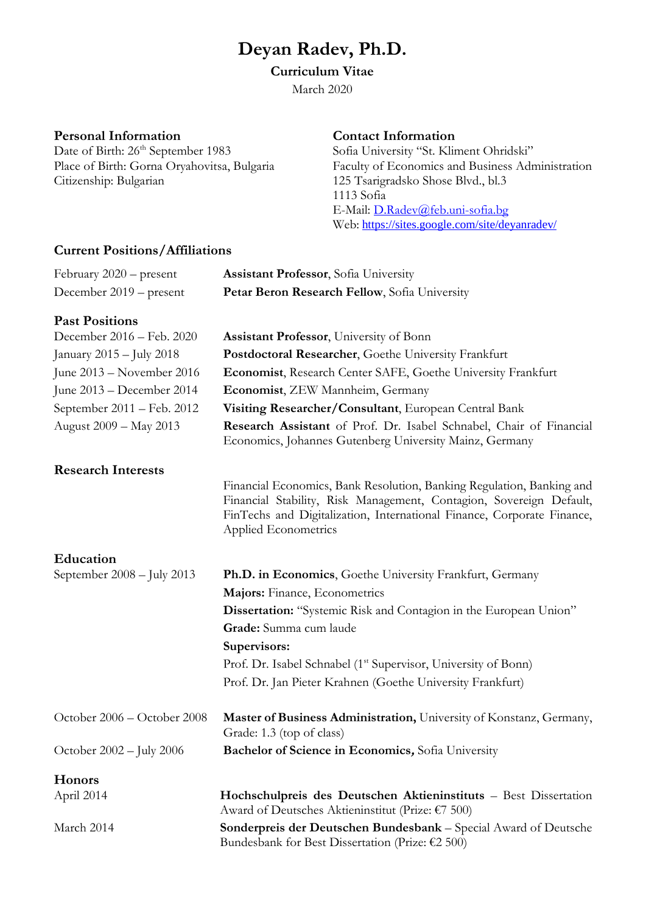# Deyan Radev, Ph.D.

**Curriculum Vitae**

March 2020

## Personal Information

Date of Birth: 26th September 1983
Place of Birth: Gorna Oryahovitsa, Bulgaria
Citizenship: Bulgarian

## Contact Information

Sofia University "St. Kliment Ohridski"
Faculty of Economics and Business Administration
125 Tsarigradsko Shose Blvd., bl.3
1113 Sofia
E-Mail: [D.Radev@feb.uni-sofia.bg](mailto:D.Radev@feb.uni-sofia.bg)
Web: [https://sites.google.com/site/deyanradev/](https://sites.google.com/site/deyanradev/)

## Current Positions/Affiliations

| | |
|---|---|
| February 2020 – present | **Assistant Professor**, Sofia University |
| December 2019 – present | **Petar Beron Research Fellow**, Sofia University |

## Past Positions

| | |
|---|---|
| December 2016 – Feb. 2020 | **Assistant Professor**, University of Bonn |
| January 2015 – July 2018 | **Postdoctoral Researcher**, Goethe University Frankfurt |
| June 2013 – November 2016 | **Economist**, Research Center SAFE, Goethe University Frankfurt |
| June 2013 – December 2014 | **Economist**, ZEW Mannheim, Germany |
| September 2011 – Feb. 2012 | **Visiting Researcher/Consultant**, European Central Bank |
| August 2009 – May 2013 | **Research Assistant** of Prof. Dr. Isabel Schnabel, Chair of Financial Economics, Johannes Gutenberg University Mainz, Germany |

## Research Interests

Financial Economics, Bank Resolution, Banking Regulation, Banking and Financial Stability, Risk Management, Contagion, Sovereign Default, FinTechs and Digitalization, International Finance, Corporate Finance, Applied Econometrics

## Education

September 2008 – July 2013
**Ph.D. in Economics**, Goethe University Frankfurt, Germany
**Majors:** Finance, Econometrics
**Dissertation:** "Systemic Risk and Contagion in the European Union"
**Grade:** Summa cum laude
**Supervisors:**
Prof. Dr. Isabel Schnabel (1st Supervisor, University of Bonn)
Prof. Dr. Jan Pieter Krahnen (Goethe University Frankfurt)

October 2006 – October 2008
**Master of Business Administration,** University of Konstanz, Germany, Grade: 1.3 (top of class)

October 2002 – July 2006
***Bachelor of Science in Economics,*** Sofia University

## Honors

| | |
|---|---|
| April 2014 | **Hochschulpreis des Deutschen Aktieninstituts** – Best Dissertation Award of Deutsches Aktieninstitut (Prize: €7 500) |
| March 2014 | **Sonderpreis der Deutschen Bundesbank** – Special Award of Deutsche Bundesbank for Best Dissertation (Prize: €2 500) |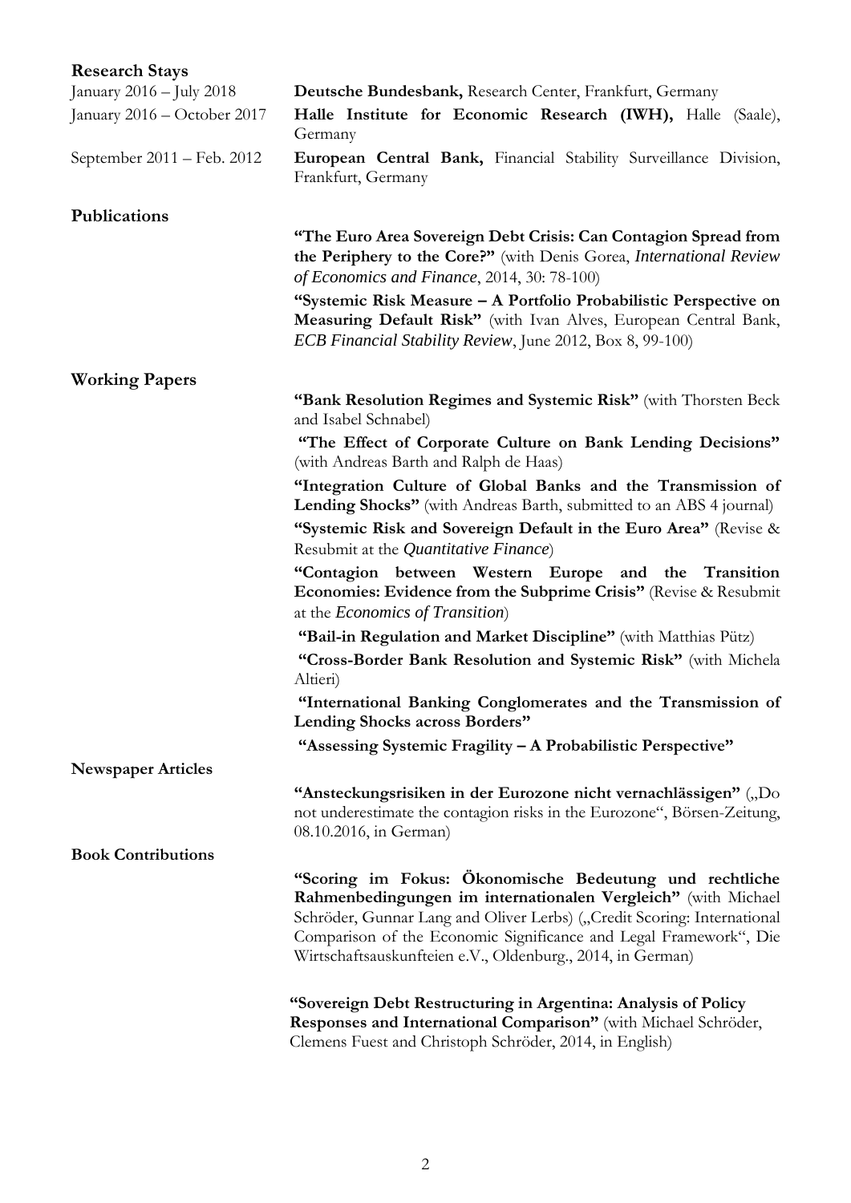## Research Stays

January 2016 – July 2018 — **Deutsche Bundesbank,** Research Center, Frankfurt, Germany

January 2016 – October 2017 — **Halle Institute for Economic Research (IWH),** Halle (Saale), Germany

September 2011 – Feb. 2012 — **European Central Bank,** Financial Stability Surveillance Division, Frankfurt, Germany

## Publications

**"The Euro Area Sovereign Debt Crisis: Can Contagion Spread from the Periphery to the Core?"** (with Denis Gorea, *International Review of Economics and Finance*, 2014, 30: 78-100)

**"Systemic Risk Measure – A Portfolio Probabilistic Perspective on Measuring Default Risk"** (with Ivan Alves, European Central Bank, *ECB Financial Stability Review*, June 2012, Box 8, 99-100)

## Working Papers

**"Bank Resolution Regimes and Systemic Risk"** (with Thorsten Beck and Isabel Schnabel)

**"The Effect of Corporate Culture on Bank Lending Decisions"** (with Andreas Barth and Ralph de Haas)

**"Integration Culture of Global Banks and the Transmission of Lending Shocks"** (with Andreas Barth, submitted to an ABS 4 journal)

**"Systemic Risk and Sovereign Default in the Euro Area"** (Revise & Resubmit at the *Quantitative Finance*)

**"Contagion between Western Europe and the Transition Economies: Evidence from the Subprime Crisis"** (Revise & Resubmit at the *Economics of Transition*)

**"Bail-in Regulation and Market Discipline"** (with Matthias Pütz)

**"Cross-Border Bank Resolution and Systemic Risk"** (with Michela Altieri)

**"International Banking Conglomerates and the Transmission of Lending Shocks across Borders"**

**"Assessing Systemic Fragility – A Probabilistic Perspective"**

## Newspaper Articles

**"Ansteckungsrisiken in der Eurozone nicht vernachlässigen"** („Do not underestimate the contagion risks in the Eurozone", Börsen-Zeitung, 08.10.2016, in German)

## Book Contributions

**"Scoring im Fokus: Ökonomische Bedeutung und rechtliche Rahmenbedingungen im internationalen Vergleich"** (with Michael Schröder, Gunnar Lang and Oliver Lerbs) („Credit Scoring: International Comparison of the Economic Significance and Legal Framework", Die Wirtschaftsauskunfteien e.V., Oldenburg., 2014, in German)

**"Sovereign Debt Restructuring in Argentina: Analysis of Policy Responses and International Comparison"** (with Michael Schröder, Clemens Fuest and Christoph Schröder, 2014, in English)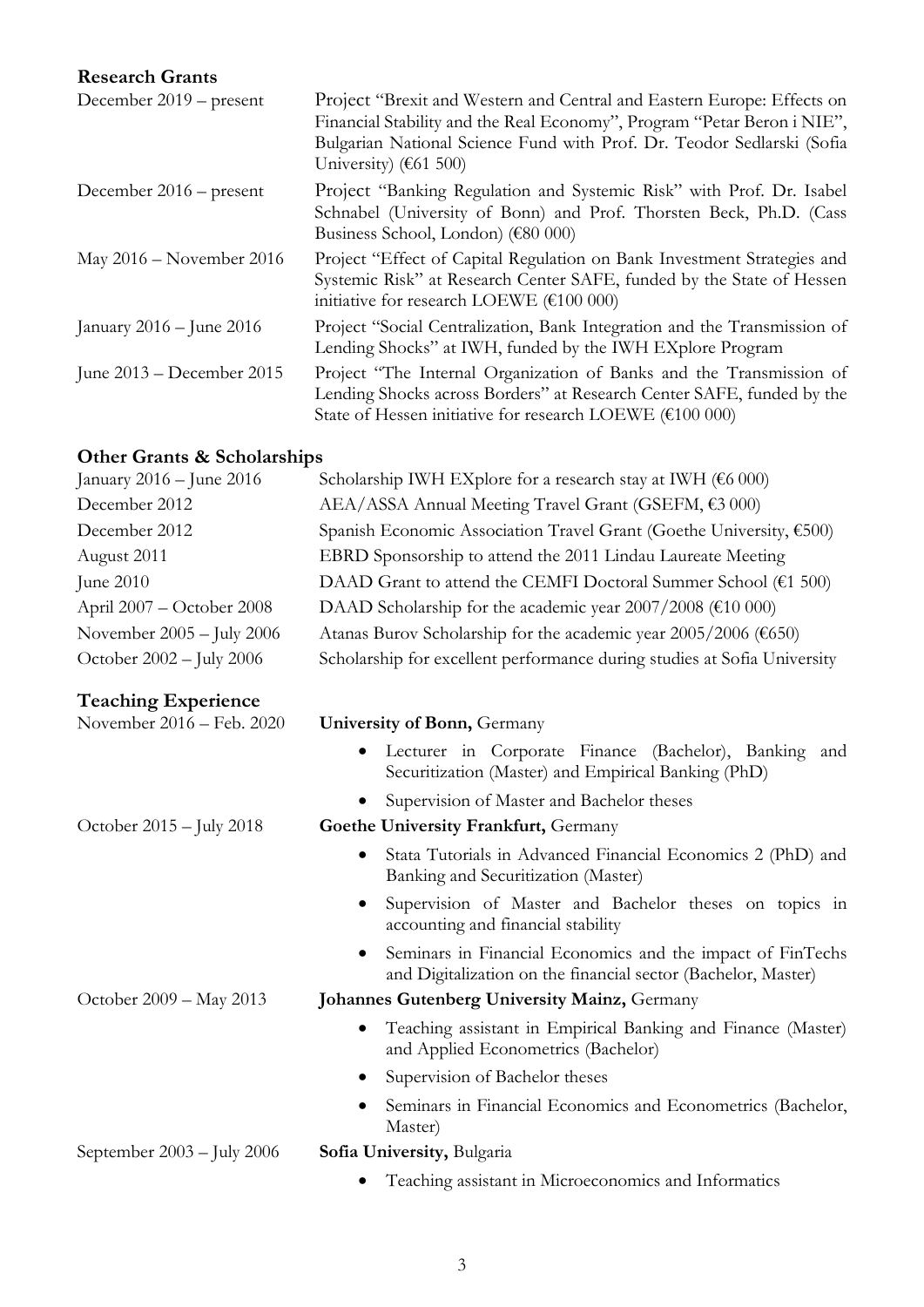## Research Grants

| | |
|---|---|
| December 2019 – present | Project "Brexit and Western and Central and Eastern Europe: Effects on Financial Stability and the Real Economy", Program "Petar Beron i NIE", Bulgarian National Science Fund with Prof. Dr. Teodor Sedlarski (Sofia University) (€61 500) |
| December 2016 – present | Project "Banking Regulation and Systemic Risk" with Prof. Dr. Isabel Schnabel (University of Bonn) and Prof. Thorsten Beck, Ph.D. (Cass Business School, London) (€80 000) |
| May 2016 – November 2016 | Project "Effect of Capital Regulation on Bank Investment Strategies and Systemic Risk" at Research Center SAFE, funded by the State of Hessen initiative for research LOEWE (€100 000) |
| January 2016 – June 2016 | Project "Social Centralization, Bank Integration and the Transmission of Lending Shocks" at IWH, funded by the IWH EXplore Program |
| June 2013 – December 2015 | Project "The Internal Organization of Banks and the Transmission of Lending Shocks across Borders" at Research Center SAFE, funded by the State of Hessen initiative for research LOEWE (€100 000) |

## Other Grants & Scholarships

| | |
|---|---|
| January 2016 – June 2016 | Scholarship IWH EXplore for a research stay at IWH (€6 000) |
| December 2012 | AEA/ASSA Annual Meeting Travel Grant (GSEFM, €3 000) |
| December 2012 | Spanish Economic Association Travel Grant (Goethe University, €500) |
| August 2011 | EBRD Sponsorship to attend the 2011 Lindau Laureate Meeting |
| June 2010 | DAAD Grant to attend the CEMFI Doctoral Summer School (€1 500) |
| April 2007 – October 2008 | DAAD Scholarship for the academic year 2007/2008 (€10 000) |
| November 2005 – July 2006 | Atanas Burov Scholarship for the academic year 2005/2006 (€650) |
| October 2002 – July 2006 | Scholarship for excellent performance during studies at Sofia University |

## Teaching Experience

November 2016 – Feb. 2020 — **University of Bonn,** Germany

- Lecturer in Corporate Finance (Bachelor), Banking and Securitization (Master) and Empirical Banking (PhD)
- Supervision of Master and Bachelor theses

October 2015 – July 2018 — **Goethe University Frankfurt,** Germany

- Stata Tutorials in Advanced Financial Economics 2 (PhD) and Banking and Securitization (Master)
- Supervision of Master and Bachelor theses on topics in accounting and financial stability
- Seminars in Financial Economics and the impact of FinTechs and Digitalization on the financial sector (Bachelor, Master)

October 2009 – May 2013 — **Johannes Gutenberg University Mainz,** Germany

- Teaching assistant in Empirical Banking and Finance (Master) and Applied Econometrics (Bachelor)
- Supervision of Bachelor theses
- Seminars in Financial Economics and Econometrics (Bachelor, Master)

September 2003 – July 2006 — **Sofia University,** Bulgaria

- Teaching assistant in Microeconomics and Informatics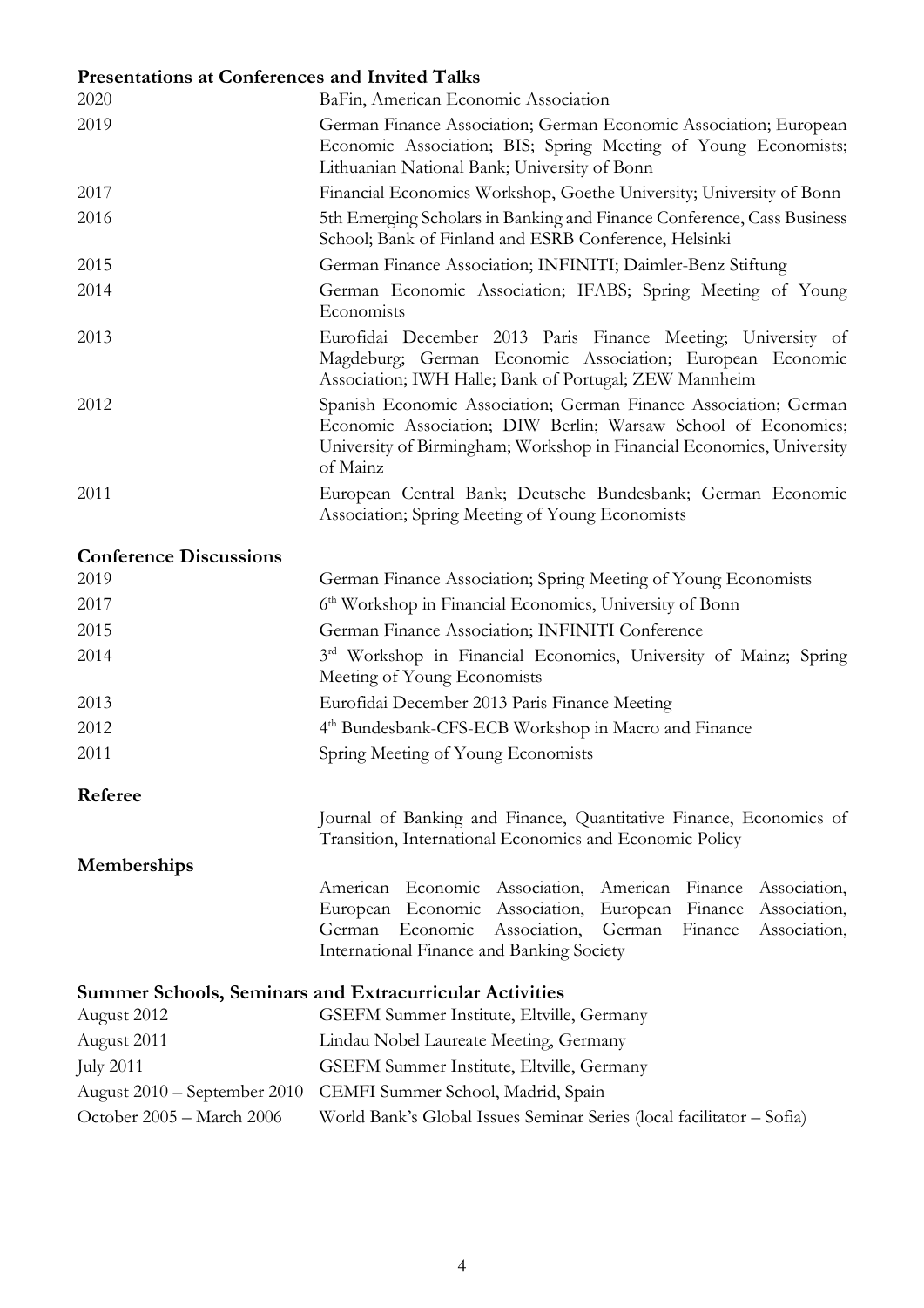## Presentations at Conferences and Invited Talks

| | |
|---|---|
| 2020 | BaFin, American Economic Association |
| 2019 | German Finance Association; German Economic Association; European Economic Association; BIS; Spring Meeting of Young Economists; Lithuanian National Bank; University of Bonn |
| 2017 | Financial Economics Workshop, Goethe University; University of Bonn |
| 2016 | 5th Emerging Scholars in Banking and Finance Conference, Cass Business School; Bank of Finland and ESRB Conference, Helsinki |
| 2015 | German Finance Association; INFINITI; Daimler-Benz Stiftung |
| 2014 | German Economic Association; IFABS; Spring Meeting of Young Economists |
| 2013 | Eurofidai December 2013 Paris Finance Meeting; University of Magdeburg; German Economic Association; European Economic Association; IWH Halle; Bank of Portugal; ZEW Mannheim |
| 2012 | Spanish Economic Association; German Finance Association; German Economic Association; DIW Berlin; Warsaw School of Economics; University of Birmingham; Workshop in Financial Economics, University of Mainz |
| 2011 | European Central Bank; Deutsche Bundesbank; German Economic Association; Spring Meeting of Young Economists |

## Conference Discussions

| | |
|---|---|
| 2019 | German Finance Association; Spring Meeting of Young Economists |
| 2017 | 6th Workshop in Financial Economics, University of Bonn |
| 2015 | German Finance Association; INFINITI Conference |
| 2014 | 3rd Workshop in Financial Economics, University of Mainz; Spring Meeting of Young Economists |
| 2013 | Eurofidai December 2013 Paris Finance Meeting |
| 2012 | 4th Bundesbank-CFS-ECB Workshop in Macro and Finance |
| 2011 | Spring Meeting of Young Economists |

## Referee

Journal of Banking and Finance, Quantitative Finance, Economics of Transition, International Economics and Economic Policy

## Memberships

American Economic Association, American Finance Association, European Economic Association, European Finance Association, German Economic Association, German Finance Association, International Finance and Banking Society

## Summer Schools, Seminars and Extracurricular Activities

| | |
|---|---|
| August 2012 | GSEFM Summer Institute, Eltville, Germany |
| August 2011 | Lindau Nobel Laureate Meeting, Germany |
| July 2011 | GSEFM Summer Institute, Eltville, Germany |
| August 2010 – September 2010 | CEMFI Summer School, Madrid, Spain |
| October 2005 – March 2006 | World Bank's Global Issues Seminar Series (local facilitator – Sofia) |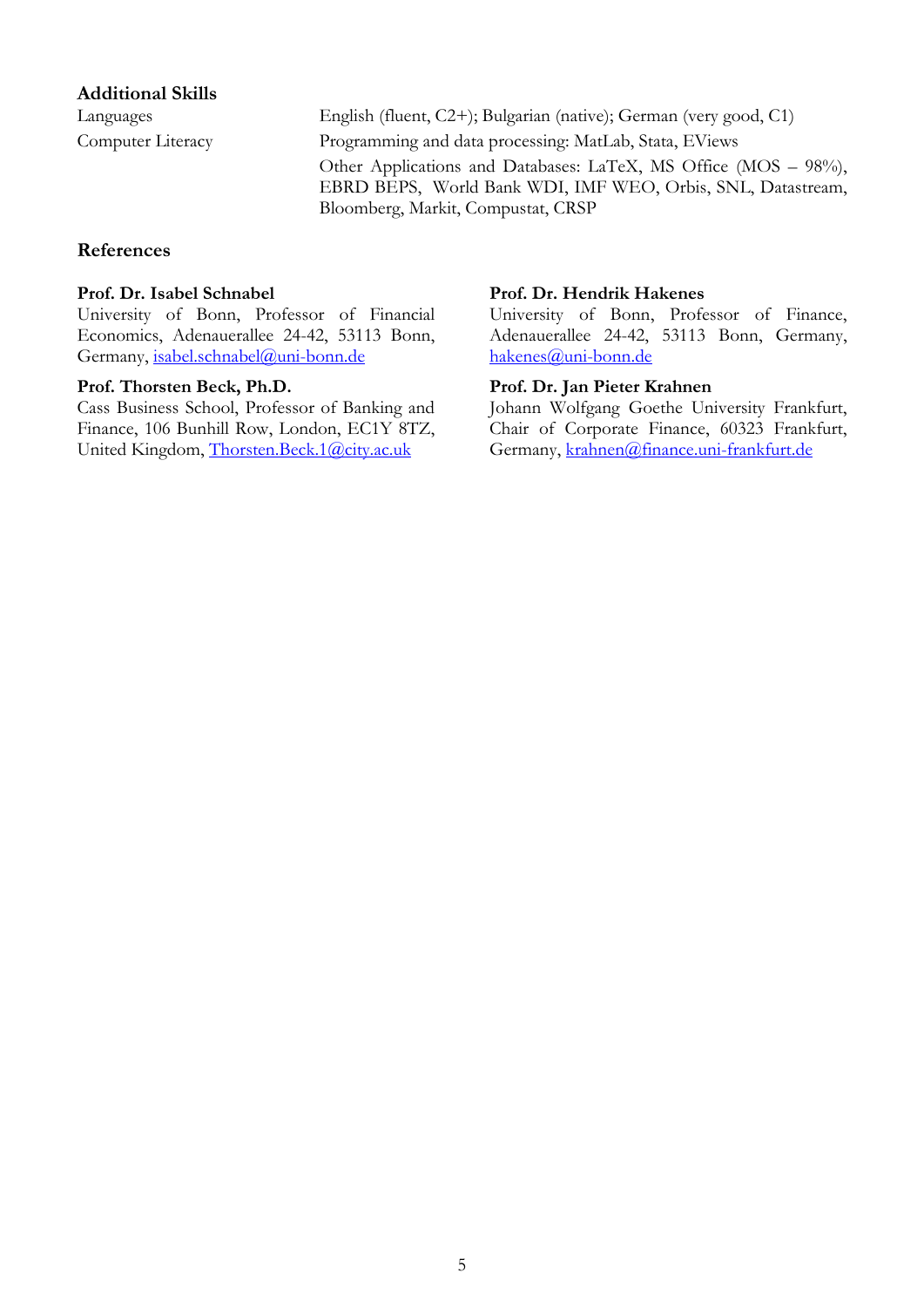## Additional Skills

| | |
|---|---|
| Languages | English (fluent, C2+); Bulgarian (native); German (very good, C1) |
| Computer Literacy | Programming and data processing: MatLab, Stata, EViews |
| | Other Applications and Databases: LaTeX, MS Office (MOS – 98%), EBRD BEPS, World Bank WDI, IMF WEO, Orbis, SNL, Datastream, Bloomberg, Markit, Compustat, CRSP |

## References

**Prof. Dr. Isabel Schnabel**
University of Bonn, Professor of Financial Economics, Adenauerallee 24-42, 53113 Bonn, Germany, isabel.schnabel@uni-bonn.de

**Prof. Thorsten Beck, Ph.D.**
Cass Business School, Professor of Banking and Finance, 106 Bunhill Row, London, EC1Y 8TZ, United Kingdom, Thorsten.Beck.1@city.ac.uk

**Prof. Dr. Hendrik Hakenes**
University of Bonn, Professor of Finance, Adenauerallee 24-42, 53113 Bonn, Germany, hakenes@uni-bonn.de

**Prof. Dr. Jan Pieter Krahnen**
Johann Wolfgang Goethe University Frankfurt, Chair of Corporate Finance, 60323 Frankfurt, Germany, krahnen@finance.uni-frankfurt.de